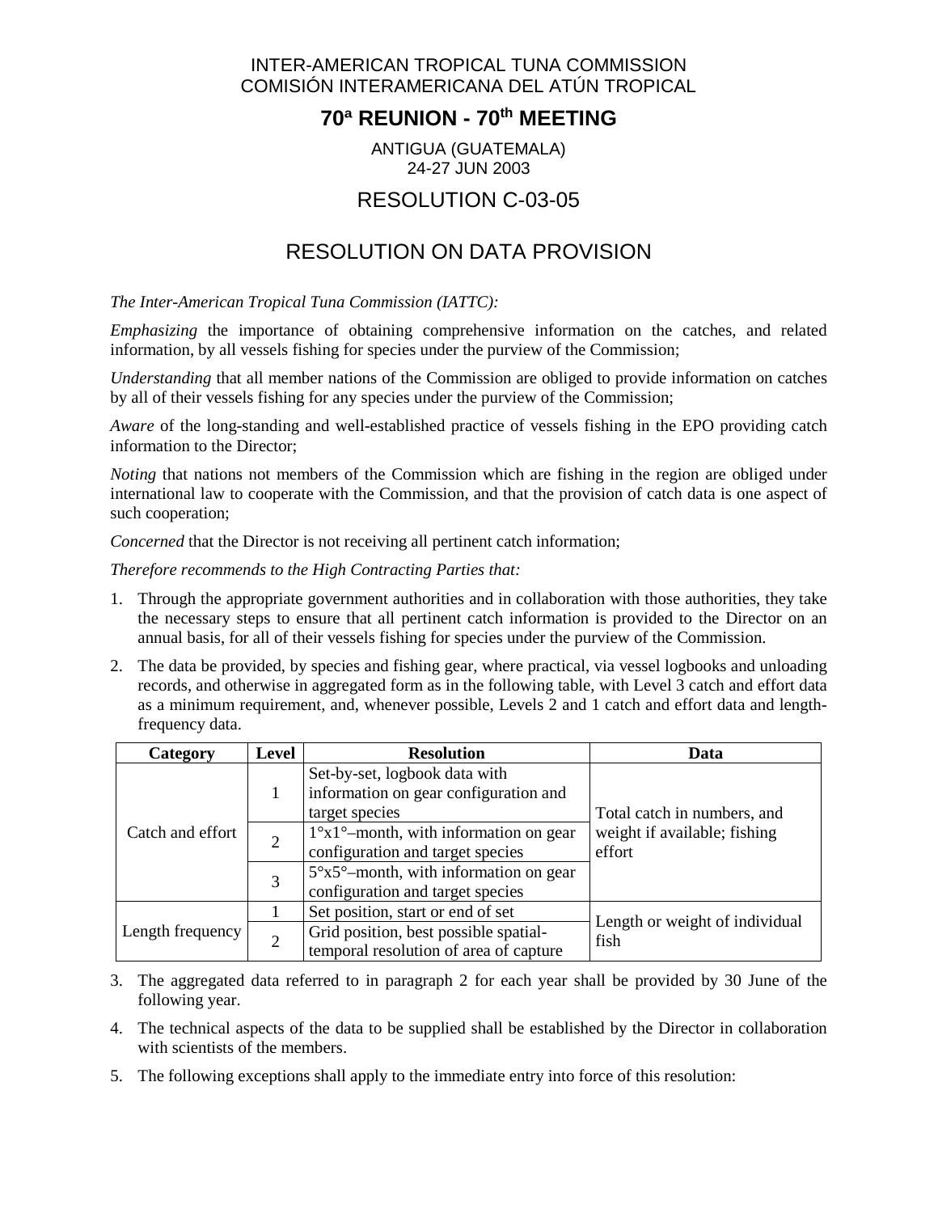INTER-AMERICAN TROPICAL TUNA COMMISSION
COMISIÓN INTERAMERICANA DEL ATÚN TROPICAL

# 70ª REUNION - 70th MEETING

ANTIGUA (GUATEMALA)
24-27 JUN 2003

## RESOLUTION C-03-05

## RESOLUTION ON DATA PROVISION

*The Inter-American Tropical Tuna Commission (IATTC):*

*Emphasizing* the importance of obtaining comprehensive information on the catches, and related information, by all vessels fishing for species under the purview of the Commission;

*Understanding* that all member nations of the Commission are obliged to provide information on catches by all of their vessels fishing for any species under the purview of the Commission;

*Aware* of the long-standing and well-established practice of vessels fishing in the EPO providing catch information to the Director;

*Noting* that nations not members of the Commission which are fishing in the region are obliged under international law to cooperate with the Commission, and that the provision of catch data is one aspect of such cooperation;

*Concerned* that the Director is not receiving all pertinent catch information;

*Therefore recommends to the High Contracting Parties that:*

1. Through the appropriate government authorities and in collaboration with those authorities, they take the necessary steps to ensure that all pertinent catch information is provided to the Director on an annual basis, for all of their vessels fishing for species under the purview of the Commission.
2. The data be provided, by species and fishing gear, where practical, via vessel logbooks and unloading records, and otherwise in aggregated form as in the following table, with Level 3 catch and effort data as a minimum requirement, and, whenever possible, Levels 2 and 1 catch and effort data and length-frequency data.

| Category | Level | Resolution | Data |
|---|---|---|---|
| Catch and effort | 1 | Set-by-set, logbook data with information on gear configuration and target species | Total catch in numbers, and weight if available; fishing effort |
| | 2 | 1°x1°–month, with information on gear configuration and target species | |
| | 3 | 5°x5°–month, with information on gear configuration and target species | |
| Length frequency | 1 | Set position, start or end of set | Length or weight of individual fish |
| | 2 | Grid position, best possible spatial-temporal resolution of area of capture | |

3. The aggregated data referred to in paragraph 2 for each year shall be provided by 30 June of the following year.
4. The technical aspects of the data to be supplied shall be established by the Director in collaboration with scientists of the members.
5. The following exceptions shall apply to the immediate entry into force of this resolution: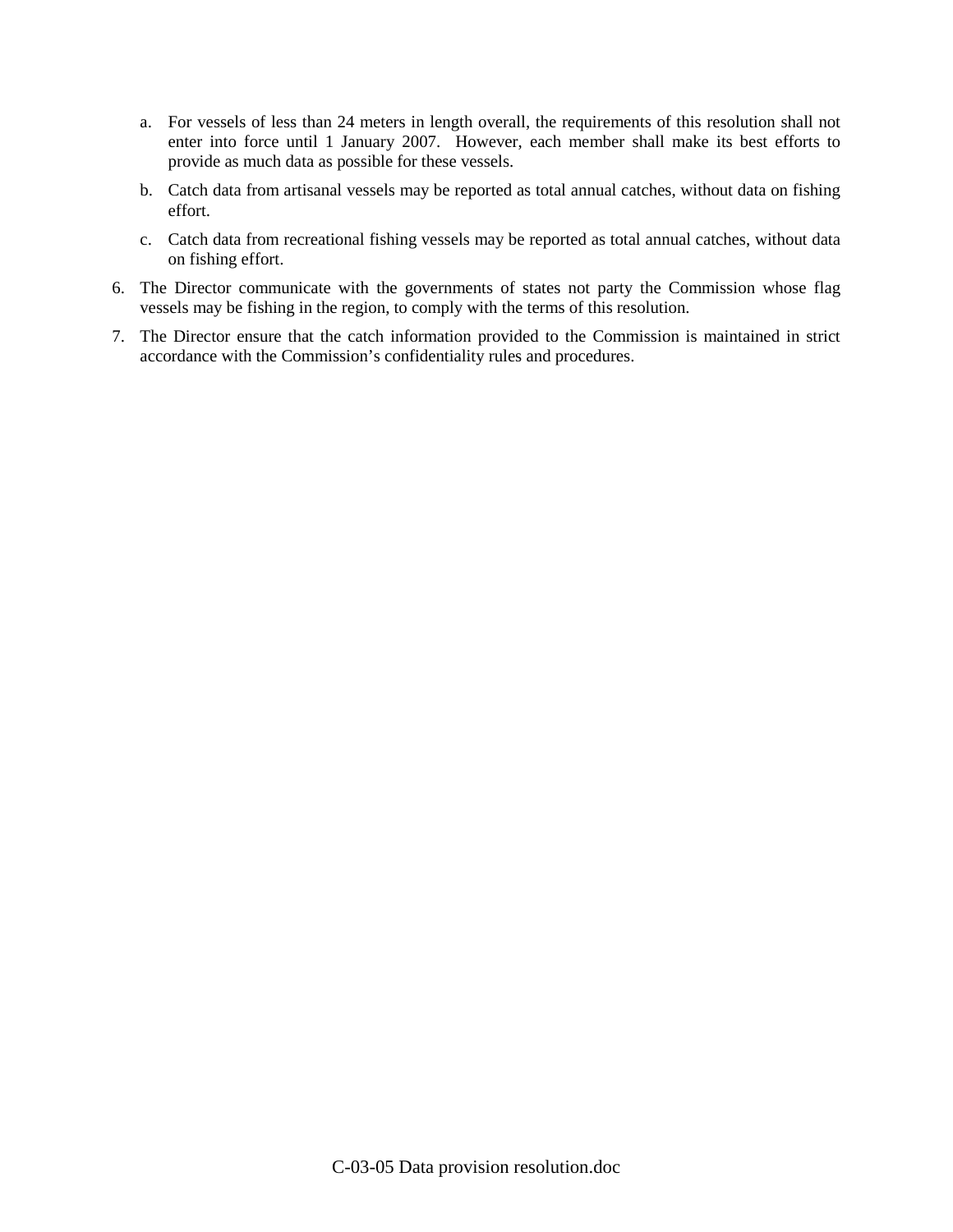a. For vessels of less than 24 meters in length overall, the requirements of this resolution shall not enter into force until 1 January 2007. However, each member shall make its best efforts to provide as much data as possible for these vessels.

b. Catch data from artisanal vessels may be reported as total annual catches, without data on fishing effort.

c. Catch data from recreational fishing vessels may be reported as total annual catches, without data on fishing effort.

6. The Director communicate with the governments of states not party the Commission whose flag vessels may be fishing in the region, to comply with the terms of this resolution.

7. The Director ensure that the catch information provided to the Commission is maintained in strict accordance with the Commission's confidentiality rules and procedures.